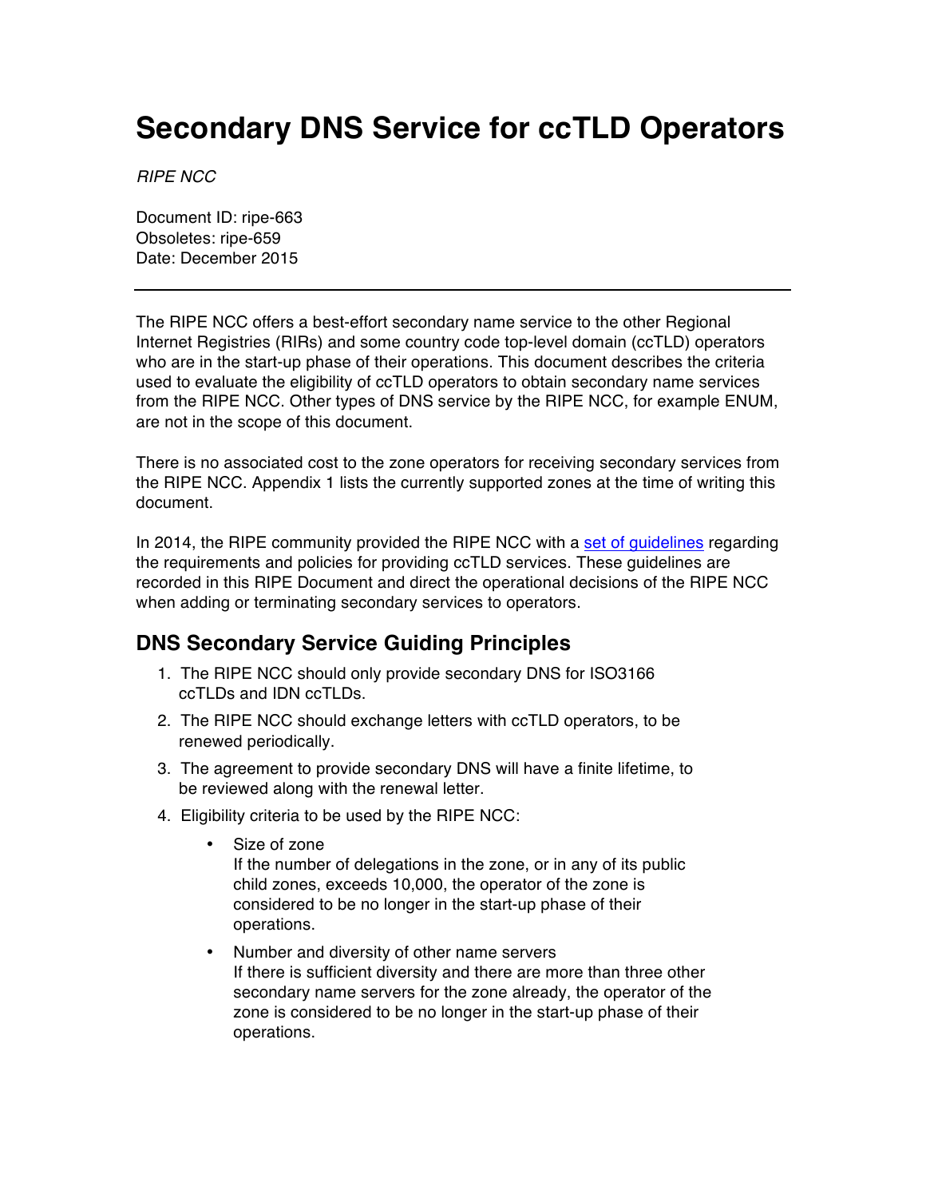# Secondary DNS Service for ccTLD Operators

*RIPE NCC*

Document ID: ripe-663
Obsoletes: ripe-659
Date: December 2015

---

The RIPE NCC offers a best-effort secondary name service to the other Regional Internet Registries (RIRs) and some country code top-level domain (ccTLD) operators who are in the start-up phase of their operations. This document describes the criteria used to evaluate the eligibility of ccTLD operators to obtain secondary name services from the RIPE NCC. Other types of DNS service by the RIPE NCC, for example ENUM, are not in the scope of this document.

There is no associated cost to the zone operators for receiving secondary services from the RIPE NCC. Appendix 1 lists the currently supported zones at the time of writing this document.

In 2014, the RIPE community provided the RIPE NCC with a set of guidelines regarding the requirements and policies for providing ccTLD services. These guidelines are recorded in this RIPE Document and direct the operational decisions of the RIPE NCC when adding or terminating secondary services to operators.

## DNS Secondary Service Guiding Principles

1. The RIPE NCC should only provide secondary DNS for ISO3166 ccTLDs and IDN ccTLDs.
2. The RIPE NCC should exchange letters with ccTLD operators, to be renewed periodically.
3. The agreement to provide secondary DNS will have a finite lifetime, to be reviewed along with the renewal letter.
4. Eligibility criteria to be used by the RIPE NCC:
   - Size of zone
     If the number of delegations in the zone, or in any of its public child zones, exceeds 10,000, the operator of the zone is considered to be no longer in the start-up phase of their operations.
   - Number and diversity of other name servers
     If there is sufficient diversity and there are more than three other secondary name servers for the zone already, the operator of the zone is considered to be no longer in the start-up phase of their operations.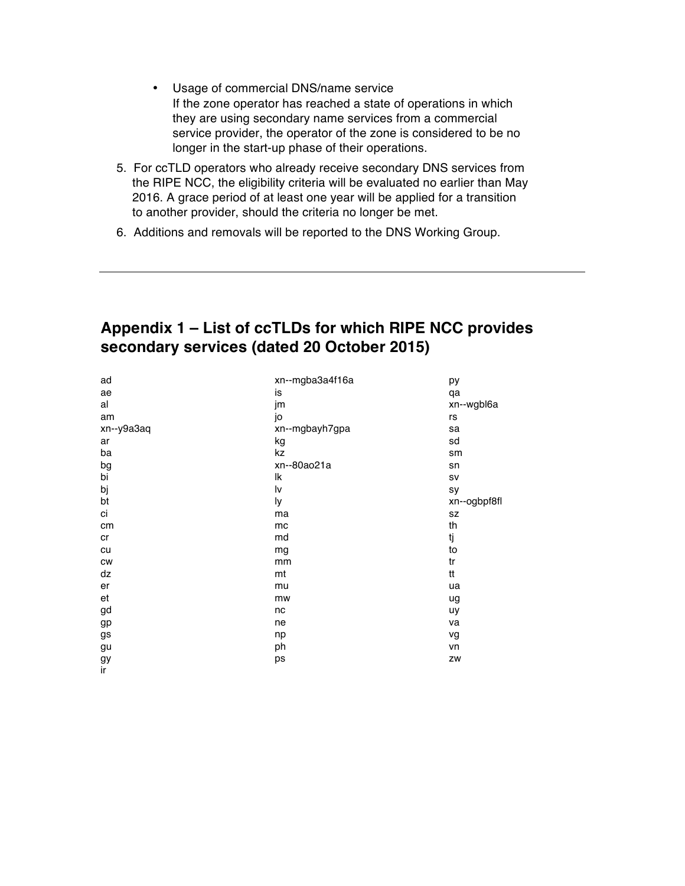- Usage of commercial DNS/name service
  If the zone operator has reached a state of operations in which they are using secondary name services from a commercial service provider, the operator of the zone is considered to be no longer in the start-up phase of their operations.

5. For ccTLD operators who already receive secondary DNS services from the RIPE NCC, the eligibility criteria will be evaluated no earlier than May 2016. A grace period of at least one year will be applied for a transition to another provider, should the criteria no longer be met.
6. Additions and removals will be reported to the DNS Working Group.

---

## Appendix 1 – List of ccTLDs for which RIPE NCC provides secondary services (dated 20 October 2015)

| | | |
|---|---|---|
| ad | xn--mgba3a4f16a | py |
| ae | is | qa |
| al | jm | xn--wgbl6a |
| am | jo | rs |
| xn--y9a3aq | xn--mgbayh7gpa | sa |
| ar | kg | sd |
| ba | kz | sm |
| bg | xn--80ao21a | sn |
| bi | lk | sv |
| bj | lv | sy |
| bt | ly | xn--ogbpf8fl |
| ci | ma | sz |
| cm | mc | th |
| cr | md | tj |
| cu | mg | to |
| cw | mm | tr |
| dz | mt | tt |
| er | mu | ua |
| et | mw | ug |
| gd | nc | uy |
| gp | ne | va |
| gs | np | vg |
| gu | ph | vn |
| gy | ps | zw |
| ir | | |